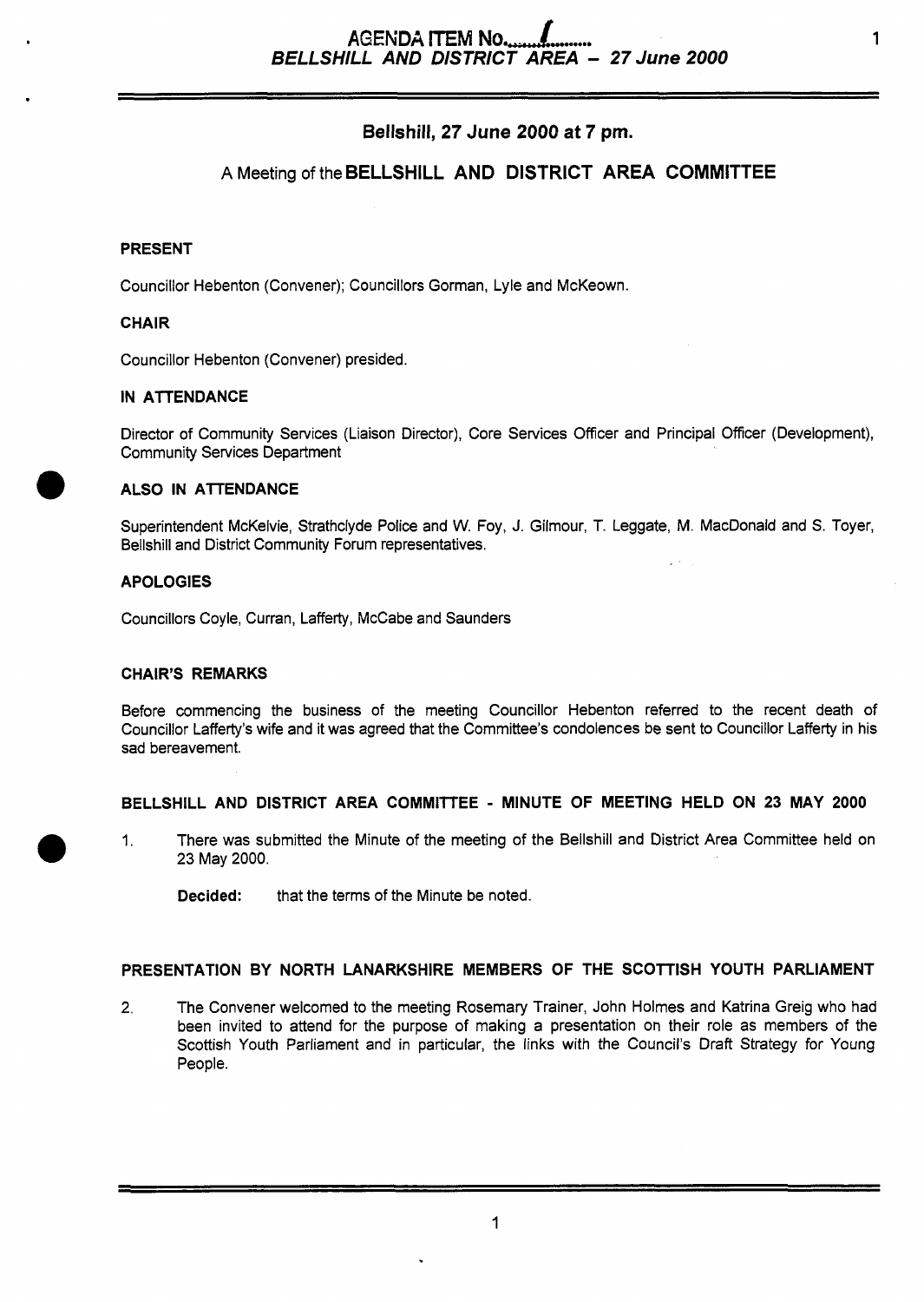## Bellshill, 27 June 2000 at 7 pm.

## A Meeting of the BELLSHILL AND DISTRICT AREA COMMITTEE

**PRESENT**

Councillor Hebenton (Convener); Councillors Gorman, Lyle and McKeown.

**CHAIR**

Councillor Hebenton (Convener) presided.

**IN ATTENDANCE**

Director of Community Services (Liaison Director), Core Services Officer and Principal Officer (Development), Community Services Department

**ALSO IN ATTENDANCE**

Superintendent McKelvie, Strathclyde Police and W. Foy, J. Gilmour, T. Leggate, M. MacDonald and S. Toyer, Bellshill and District Community Forum representatives.

**APOLOGIES**

Councillors Coyle, Curran, Lafferty, McCabe and Saunders

**CHAIR'S REMARKS**

Before commencing the business of the meeting Councillor Hebenton referred to the recent death of Councillor Lafferty's wife and it was agreed that the Committee's condolences be sent to Councillor Lafferty in his sad bereavement.

**BELLSHILL AND DISTRICT AREA COMMITTEE - MINUTE OF MEETING HELD ON 23 MAY 2000**

1. There was submitted the Minute of the meeting of the Bellshill and District Area Committee held on 23 May 2000.

   **Decided:** that the terms of the Minute be noted.

**PRESENTATION BY NORTH LANARKSHIRE MEMBERS OF THE SCOTTISH YOUTH PARLIAMENT**

2. The Convener welcomed to the meeting Rosemary Trainer, John Holmes and Katrina Greig who had been invited to attend for the purpose of making a presentation on their role as members of the Scottish Youth Parliament and in particular, the links with the Council's Draft Strategy for Young People.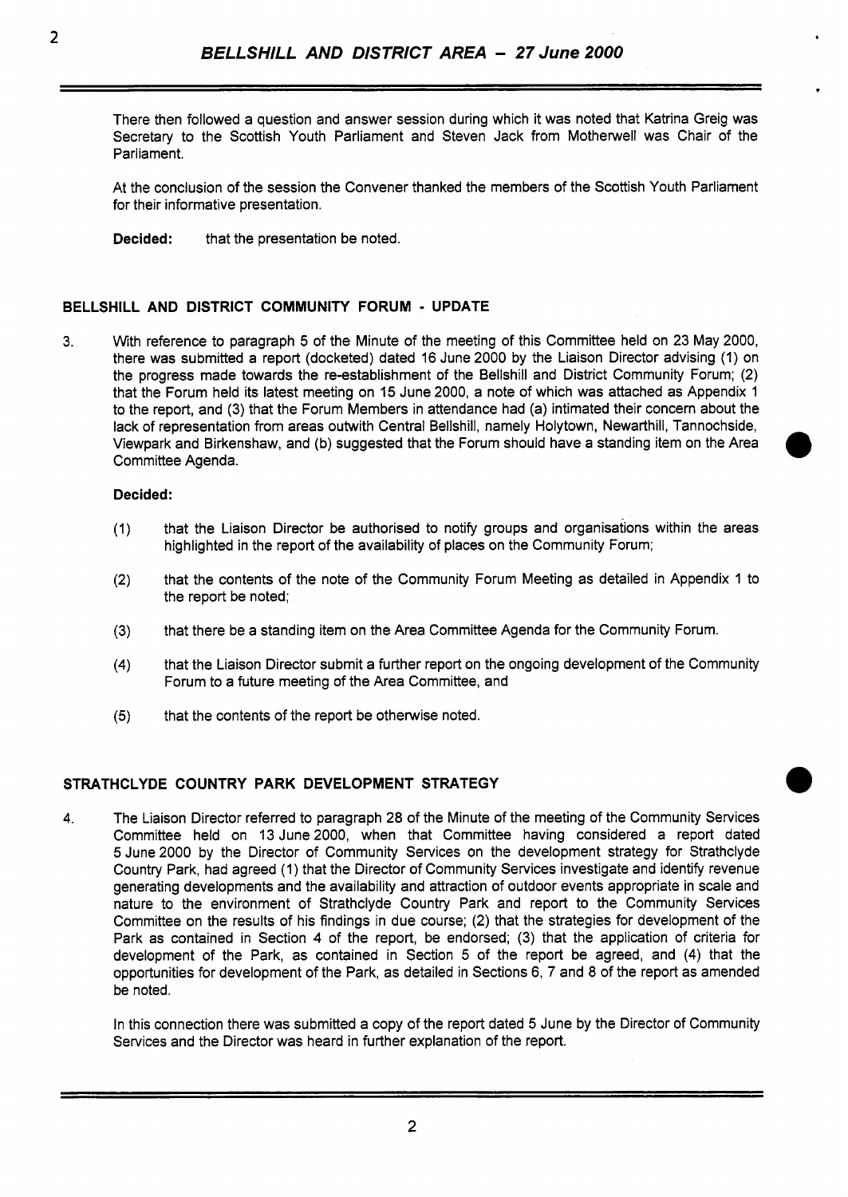There then followed a question and answer session during which it was noted that Katrina Greig was Secretary to the Scottish Youth Parliament and Steven Jack from Motherwell was Chair of the Parliament.

At the conclusion of the session the Convener thanked the members of the Scottish Youth Parliament for their informative presentation.

**Decided:** that the presentation be noted.

## BELLSHILL AND DISTRICT COMMUNITY FORUM - UPDATE

3. With reference to paragraph 5 of the Minute of the meeting of this Committee held on 23 May 2000, there was submitted a report (docketed) dated 16 June 2000 by the Liaison Director advising (1) on the progress made towards the re-establishment of the Bellshill and District Community Forum; (2) that the Forum held its latest meeting on 15 June 2000, a note of which was attached as Appendix 1 to the report, and (3) that the Forum Members in attendance had (a) intimated their concern about the lack of representation from areas outwith Central Bellshill, namely Holytown, Newarthill, Tannochside, Viewpark and Birkenshaw, and (b) suggested that the Forum should have a standing item on the Area Committee Agenda.

**Decided:**

(1) that the Liaison Director be authorised to notify groups and organisations within the areas highlighted in the report of the availability of places on the Community Forum;

(2) that the contents of the note of the Community Forum Meeting as detailed in Appendix 1 to the report be noted;

(3) that there be a standing item on the Area Committee Agenda for the Community Forum.

(4) that the Liaison Director submit a further report on the ongoing development of the Community Forum to a future meeting of the Area Committee, and

(5) that the contents of the report be otherwise noted.

## STRATHCLYDE COUNTRY PARK DEVELOPMENT STRATEGY

4. The Liaison Director referred to paragraph 28 of the Minute of the meeting of the Community Services Committee held on 13 June 2000, when that Committee having considered a report dated 5 June 2000 by the Director of Community Services on the development strategy for Strathclyde Country Park, had agreed (1) that the Director of Community Services investigate and identify revenue generating developments and the availability and attraction of outdoor events appropriate in scale and nature to the environment of Strathclyde Country Park and report to the Community Services Committee on the results of his findings in due course; (2) that the strategies for development of the Park as contained in Section 4 of the report, be endorsed; (3) that the application of criteria for development of the Park, as contained in Section 5 of the report be agreed, and (4) that the opportunities for development of the Park, as detailed in Sections 6, 7 and 8 of the report as amended be noted.

In this connection there was submitted a copy of the report dated 5 June by the Director of Community Services and the Director was heard in further explanation of the report.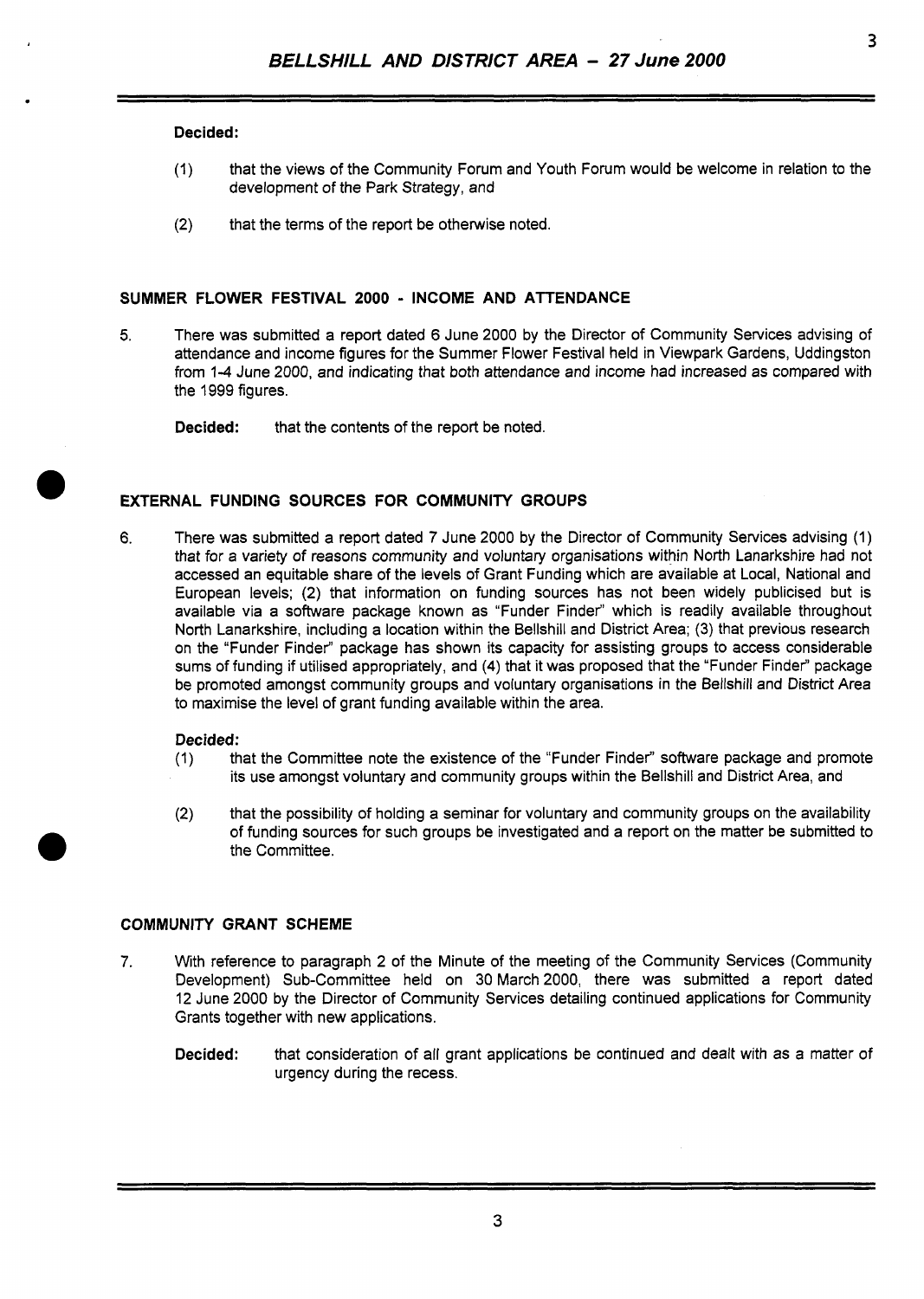**Decided:**

(1) that the views of the Community Forum and Youth Forum would be welcome in relation to the development of the Park Strategy, and

(2) that the terms of the report be otherwise noted.

## SUMMER FLOWER FESTIVAL 2000 - INCOME AND ATTENDANCE

5. There was submitted a report dated 6 June 2000 by the Director of Community Services advising of attendance and income figures for the Summer Flower Festival held in Viewpark Gardens, Uddingston from 1-4 June 2000, and indicating that both attendance and income had increased as compared with the 1999 figures.

   **Decided:** that the contents of the report be noted.

## EXTERNAL FUNDING SOURCES FOR COMMUNITY GROUPS

6. There was submitted a report dated 7 June 2000 by the Director of Community Services advising (1) that for a variety of reasons community and voluntary organisations within North Lanarkshire had not accessed an equitable share of the levels of Grant Funding which are available at Local, National and European levels; (2) that information on funding sources has not been widely publicised but is available via a software package known as "Funder Finder" which is readily available throughout North Lanarkshire, including a location within the Bellshill and District Area; (3) that previous research on the "Funder Finder" package has shown its capacity for assisting groups to access considerable sums of funding if utilised appropriately, and (4) that it was proposed that the "Funder Finder" package be promoted amongst community groups and voluntary organisations in the Bellshill and District Area to maximise the level of grant funding available within the area.

   **Decided:**

   (1) that the Committee note the existence of the "Funder Finder" software package and promote its use amongst voluntary and community groups within the Bellshill and District Area, and

   (2) that the possibility of holding a seminar for voluntary and community groups on the availability of funding sources for such groups be investigated and a report on the matter be submitted to the Committee.

## COMMUNITY GRANT SCHEME

7. With reference to paragraph 2 of the Minute of the meeting of the Community Services (Community Development) Sub-Committee held on 30 March 2000, there was submitted a report dated 12 June 2000 by the Director of Community Services detailing continued applications for Community Grants together with new applications.

   **Decided:** that consideration of all grant applications be continued and dealt with as a matter of urgency during the recess.